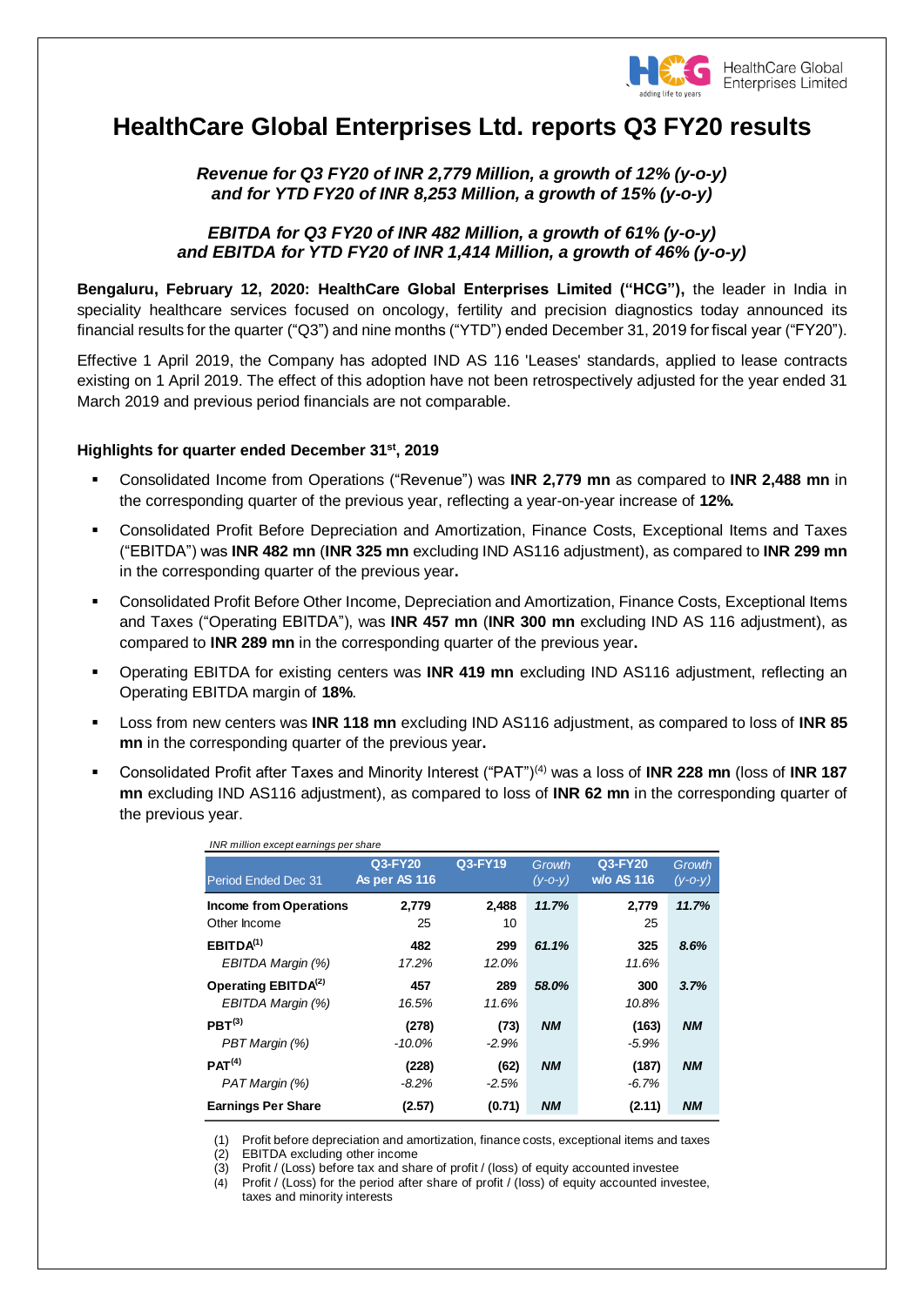HealthCare Global Enterprises Limited

# HealthCare Global Enterprises Ltd. reports Q3 FY20 results

***Revenue for Q3 FY20 of INR 2,779 Million, a growth of 12% (y-o-y) and for YTD FY20 of INR 8,253 Million, a growth of 15% (y-o-y)***

***EBITDA for Q3 FY20 of INR 482 Million, a growth of 61% (y-o-y) and EBITDA for YTD FY20 of INR 1,414 Million, a growth of 46% (y-o-y)***

**Bengaluru, February 12, 2020: HealthCare Global Enterprises Limited ("HCG"),** the leader in India in speciality healthcare services focused on oncology, fertility and precision diagnostics today announced its financial results for the quarter ("Q3") and nine months ("YTD") ended December 31, 2019 for fiscal year ("FY20").

Effective 1 April 2019, the Company has adopted IND AS 116 'Leases' standards, applied to lease contracts existing on 1 April 2019. The effect of this adoption have not been retrospectively adjusted for the year ended 31 March 2019 and previous period financials are not comparable.

### Highlights for quarter ended December 31st, 2019

- Consolidated Income from Operations ("Revenue") was **INR 2,779 mn** as compared to **INR 2,488 mn** in the corresponding quarter of the previous year, reflecting a year-on-year increase of **12%.**
- Consolidated Profit Before Depreciation and Amortization, Finance Costs, Exceptional Items and Taxes ("EBITDA") was **INR 482 mn** (**INR 325 mn** excluding IND AS116 adjustment), as compared to **INR 299 mn** in the corresponding quarter of the previous year**.**
- Consolidated Profit Before Other Income, Depreciation and Amortization, Finance Costs, Exceptional Items and Taxes ("Operating EBITDA"), was **INR 457 mn** (**INR 300 mn** excluding IND AS 116 adjustment), as compared to **INR 289 mn** in the corresponding quarter of the previous year**.**
- Operating EBITDA for existing centers was **INR 419 mn** excluding IND AS116 adjustment, reflecting an Operating EBITDA margin of **18%**.
- Loss from new centers was **INR 118 mn** excluding IND AS116 adjustment, as compared to loss of **INR 85 mn** in the corresponding quarter of the previous year**.**
- Consolidated Profit after Taxes and Minority Interest ("PAT")[4] was a loss of **INR 228 mn** (loss of **INR 187 mn** excluding IND AS116 adjustment), as compared to loss of **INR 62 mn** in the corresponding quarter of the previous year.

*INR million except earnings per share*

| Period Ended Dec 31 | Q3-FY20 As per AS 116 | Q3-FY19 | Growth (y-o-y) | Q3-FY20 w/o AS 116 | Growth (y-o-y) |
|---|---|---|---|---|---|
| **Income from Operations** | **2,779** | **2,488** | ***11.7%*** | **2,779** | ***11.7%*** |
| Other Income | 25 | 10 | | 25 | |
| **EBITDA[1]** | **482** | **299** | ***61.1%*** | **325** | ***8.6%*** |
| *EBITDA Margin (%)* | *17.2%* | *12.0%* | | *11.6%* | |
| **Operating EBITDA[2]** | **457** | **289** | ***58.0%*** | **300** | ***3.7%*** |
| *EBITDA Margin (%)* | *16.5%* | *11.6%* | | *10.8%* | |
| **PBT[3]** | **(278)** | **(73)** | ***NM*** | **(163)** | ***NM*** |
| *PBT Margin (%)* | *-10.0%* | *-2.9%* | | *-5.9%* | |
| **PAT[4]** | **(228)** | **(62)** | ***NM*** | **(187)** | ***NM*** |
| *PAT Margin (%)* | *-8.2%* | *-2.5%* | | *-6.7%* | |
| **Earnings Per Share** | **(2.57)** | **(0.71)** | ***NM*** | **(2.11)** | ***NM*** |

(1) Profit before depreciation and amortization, finance costs, exceptional items and taxes
(2) EBITDA excluding other income
(3) Profit / (Loss) before tax and share of profit / (loss) of equity accounted investee
(4) Profit / (Loss) for the period after share of profit / (loss) of equity accounted investee, taxes and minority interests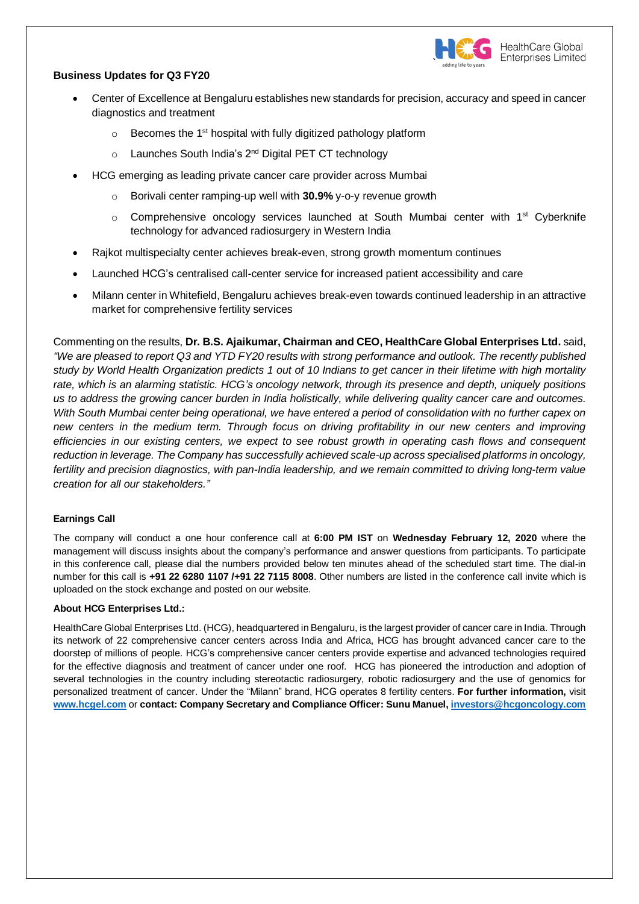**Business Updates for Q3 FY20**

- Center of Excellence at Bengaluru establishes new standards for precision, accuracy and speed in cancer diagnostics and treatment
  - Becomes the 1st hospital with fully digitized pathology platform
  - Launches South India's 2nd Digital PET CT technology
- HCG emerging as leading private cancer care provider across Mumbai
  - Borivali center ramping-up well with **30.9%** y-o-y revenue growth
  - Comprehensive oncology services launched at South Mumbai center with 1st Cyberknife technology for advanced radiosurgery in Western India
- Rajkot multispecialty center achieves break-even, strong growth momentum continues
- Launched HCG's centralised call-center service for increased patient accessibility and care
- Milann center in Whitefield, Bengaluru achieves break-even towards continued leadership in an attractive market for comprehensive fertility services

Commenting on the results, **Dr. B.S. Ajaikumar, Chairman and CEO, HealthCare Global Enterprises Ltd.** said, *"We are pleased to report Q3 and YTD FY20 results with strong performance and outlook. The recently published study by World Health Organization predicts 1 out of 10 Indians to get cancer in their lifetime with high mortality rate, which is an alarming statistic. HCG's oncology network, through its presence and depth, uniquely positions us to address the growing cancer burden in India holistically, while delivering quality cancer care and outcomes. With South Mumbai center being operational, we have entered a period of consolidation with no further capex on new centers in the medium term. Through focus on driving profitability in our new centers and improving efficiencies in our existing centers, we expect to see robust growth in operating cash flows and consequent reduction in leverage. The Company has successfully achieved scale-up across specialised platforms in oncology, fertility and precision diagnostics, with pan-India leadership, and we remain committed to driving long-term value creation for all our stakeholders."*

**Earnings Call**

The company will conduct a one hour conference call at **6:00 PM IST** on **Wednesday February 12, 2020** where the management will discuss insights about the company's performance and answer questions from participants. To participate in this conference call, please dial the numbers provided below ten minutes ahead of the scheduled start time. The dial-in number for this call is **+91 22 6280 1107 /+91 22 7115 8008**. Other numbers are listed in the conference call invite which is uploaded on the stock exchange and posted on our website.

**About HCG Enterprises Ltd.:**

HealthCare Global Enterprises Ltd. (HCG), headquartered in Bengaluru, is the largest provider of cancer care in India. Through its network of 22 comprehensive cancer centers across India and Africa, HCG has brought advanced cancer care to the doorstep of millions of people. HCG's comprehensive cancer centers provide expertise and advanced technologies required for the effective diagnosis and treatment of cancer under one roof. HCG has pioneered the introduction and adoption of several technologies in the country including stereotactic radiosurgery, robotic radiosurgery and the use of genomics for personalized treatment of cancer. Under the "Milann" brand, HCG operates 8 fertility centers. **For further information,** visit **www.hcgel.com** or **contact: Company Secretary and Compliance Officer: Sunu Manuel, investors@hcgoncology.com**